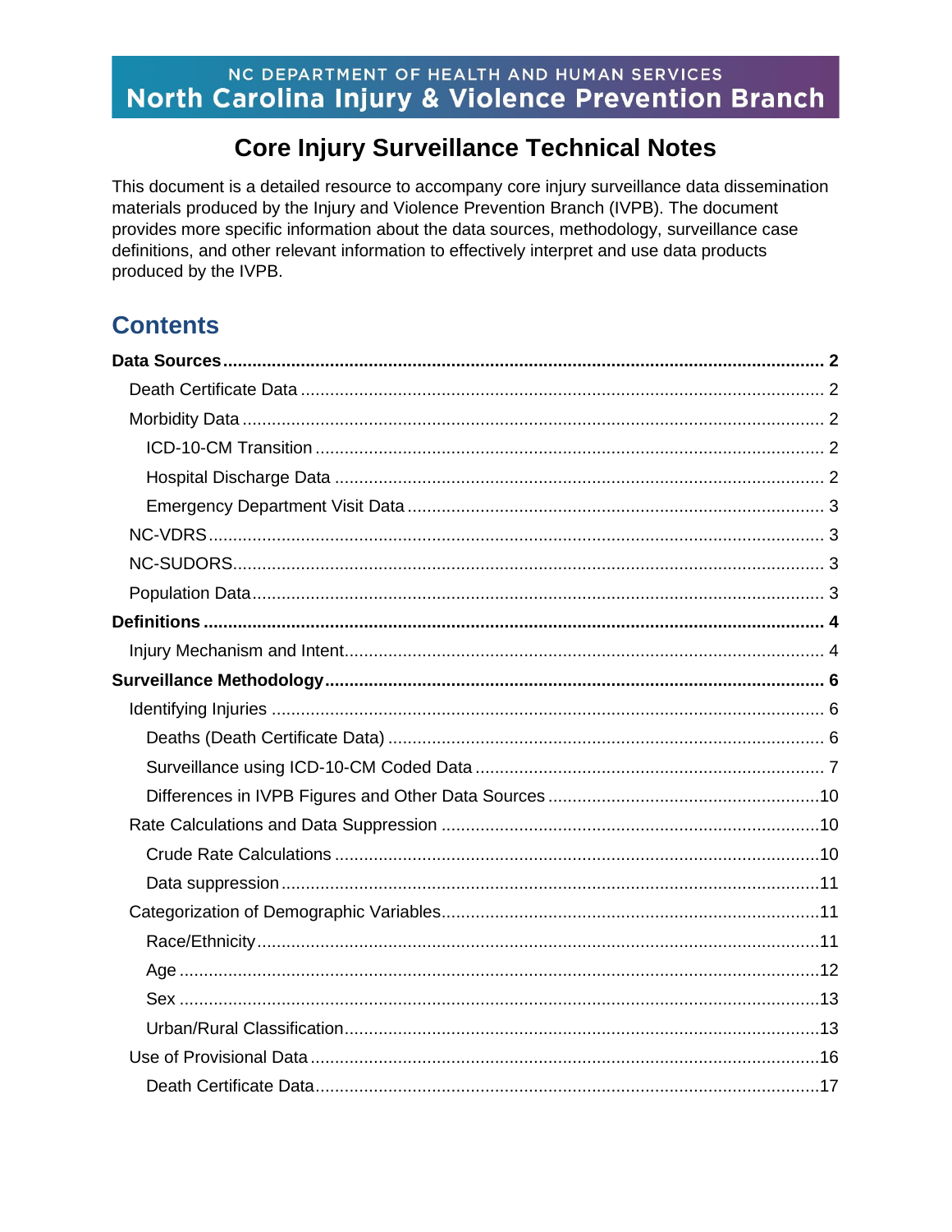NC DEPARTMENT OF HEALTH AND HUMAN SERVICES
**North Carolina Injury & Violence Prevention Branch**

# Core Injury Surveillance Technical Notes

This document is a detailed resource to accompany core injury surveillance data dissemination materials produced by the Injury and Violence Prevention Branch (IVPB). The document provides more specific information about the data sources, methodology, surveillance case definitions, and other relevant information to effectively interpret and use data products produced by the IVPB.

## Contents

**Data Sources** ..... 2
- Death Certificate Data ..... 2
- Morbidity Data ..... 2
  - ICD-10-CM Transition ..... 2
  - Hospital Discharge Data ..... 2
  - Emergency Department Visit Data ..... 3
- NC-VDRS ..... 3
- NC-SUDORS ..... 3
- Population Data ..... 3

**Definitions** ..... 4
- Injury Mechanism and Intent ..... 4

**Surveillance Methodology** ..... 6
- Identifying Injuries ..... 6
  - Deaths (Death Certificate Data) ..... 6
  - Surveillance using ICD-10-CM Coded Data ..... 7
  - Differences in IVPB Figures and Other Data Sources ..... 10
- Rate Calculations and Data Suppression ..... 10
  - Crude Rate Calculations ..... 10
  - Data suppression ..... 11
- Categorization of Demographic Variables ..... 11
  - Race/Ethnicity ..... 11
  - Age ..... 12
  - Sex ..... 13
  - Urban/Rural Classification ..... 13
- Use of Provisional Data ..... 16
  - Death Certificate Data ..... 17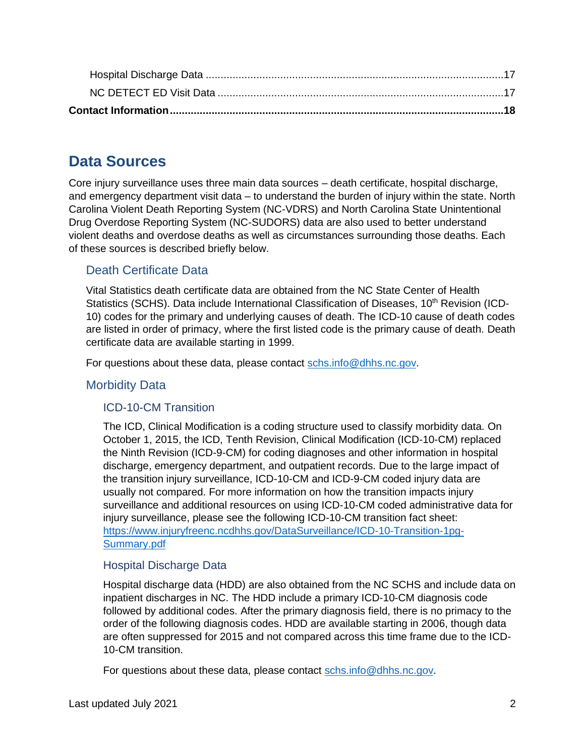Hospital Discharge Data ....................................................................................................17

NC DETECT ED Visit Data ..............................................................................................17

**Contact Information ..........................................................................................................18**

## Data Sources

Core injury surveillance uses three main data sources – death certificate, hospital discharge, and emergency department visit data – to understand the burden of injury within the state. North Carolina Violent Death Reporting System (NC-VDRS) and North Carolina State Unintentional Drug Overdose Reporting System (NC-SUDORS) data are also used to better understand violent deaths and overdose deaths as well as circumstances surrounding those deaths. Each of these sources is described briefly below.

### Death Certificate Data

Vital Statistics death certificate data are obtained from the NC State Center of Health Statistics (SCHS). Data include International Classification of Diseases, 10th Revision (ICD-10) codes for the primary and underlying causes of death. The ICD-10 cause of death codes are listed in order of primacy, where the first listed code is the primary cause of death. Death certificate data are available starting in 1999.

For questions about these data, please contact schs.info@dhhs.nc.gov.

### Morbidity Data

#### ICD-10-CM Transition

The ICD, Clinical Modification is a coding structure used to classify morbidity data. On October 1, 2015, the ICD, Tenth Revision, Clinical Modification (ICD-10-CM) replaced the Ninth Revision (ICD-9-CM) for coding diagnoses and other information in hospital discharge, emergency department, and outpatient records. Due to the large impact of the transition injury surveillance, ICD-10-CM and ICD-9-CM coded injury data are usually not compared. For more information on how the transition impacts injury surveillance and additional resources on using ICD-10-CM coded administrative data for injury surveillance, please see the following ICD-10-CM transition fact sheet: https://www.injuryfreenc.ncdhhs.gov/DataSurveillance/ICD-10-Transition-1pg-Summary.pdf

#### Hospital Discharge Data

Hospital discharge data (HDD) are also obtained from the NC SCHS and include data on inpatient discharges in NC. The HDD include a primary ICD-10-CM diagnosis code followed by additional codes. After the primary diagnosis field, there is no primacy to the order of the following diagnosis codes. HDD are available starting in 2006, though data are often suppressed for 2015 and not compared across this time frame due to the ICD-10-CM transition.

For questions about these data, please contact schs.info@dhhs.nc.gov.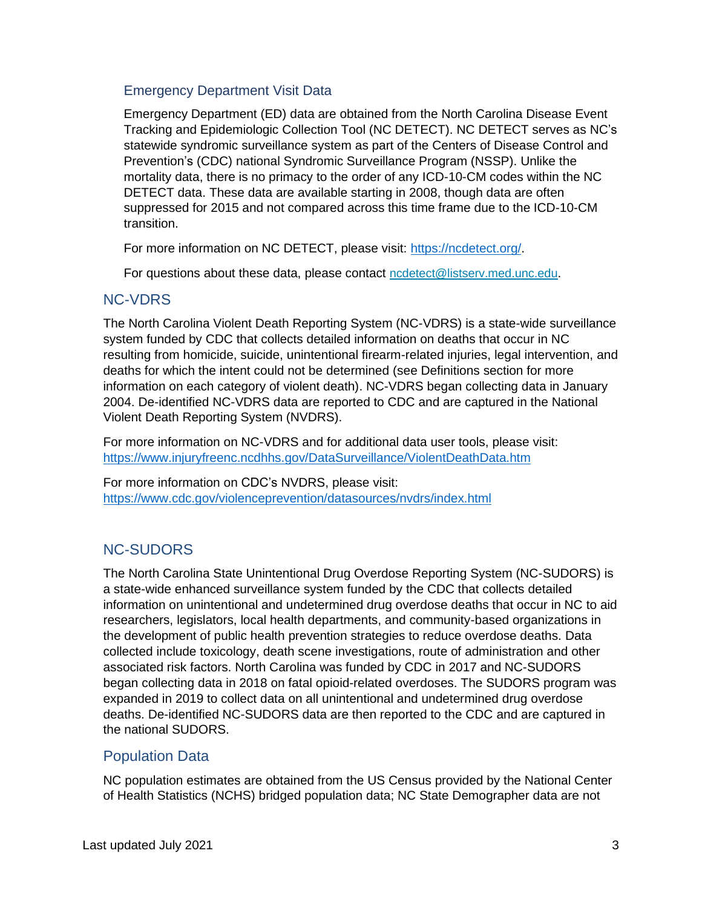### Emergency Department Visit Data

Emergency Department (ED) data are obtained from the North Carolina Disease Event Tracking and Epidemiologic Collection Tool (NC DETECT). NC DETECT serves as NC's statewide syndromic surveillance system as part of the Centers of Disease Control and Prevention's (CDC) national Syndromic Surveillance Program (NSSP). Unlike the mortality data, there is no primacy to the order of any ICD-10-CM codes within the NC DETECT data. These data are available starting in 2008, though data are often suppressed for 2015 and not compared across this time frame due to the ICD-10-CM transition.

For more information on NC DETECT, please visit: https://ncdetect.org/.

For questions about these data, please contact ncdetect@listserv.med.unc.edu.

## NC-VDRS

The North Carolina Violent Death Reporting System (NC-VDRS) is a state-wide surveillance system funded by CDC that collects detailed information on deaths that occur in NC resulting from homicide, suicide, unintentional firearm-related injuries, legal intervention, and deaths for which the intent could not be determined (see Definitions section for more information on each category of violent death). NC-VDRS began collecting data in January 2004. De-identified NC-VDRS data are reported to CDC and are captured in the National Violent Death Reporting System (NVDRS).

For more information on NC-VDRS and for additional data user tools, please visit: https://www.injuryfreenc.ncdhhs.gov/DataSurveillance/ViolentDeathData.htm

For more information on CDC's NVDRS, please visit: https://www.cdc.gov/violenceprevention/datasources/nvdrs/index.html

## NC-SUDORS

The North Carolina State Unintentional Drug Overdose Reporting System (NC-SUDORS) is a state-wide enhanced surveillance system funded by the CDC that collects detailed information on unintentional and undetermined drug overdose deaths that occur in NC to aid researchers, legislators, local health departments, and community-based organizations in the development of public health prevention strategies to reduce overdose deaths. Data collected include toxicology, death scene investigations, route of administration and other associated risk factors. North Carolina was funded by CDC in 2017 and NC-SUDORS began collecting data in 2018 on fatal opioid-related overdoses. The SUDORS program was expanded in 2019 to collect data on all unintentional and undetermined drug overdose deaths. De-identified NC-SUDORS data are then reported to the CDC and are captured in the national SUDORS.

## Population Data

NC population estimates are obtained from the US Census provided by the National Center of Health Statistics (NCHS) bridged population data; NC State Demographer data are not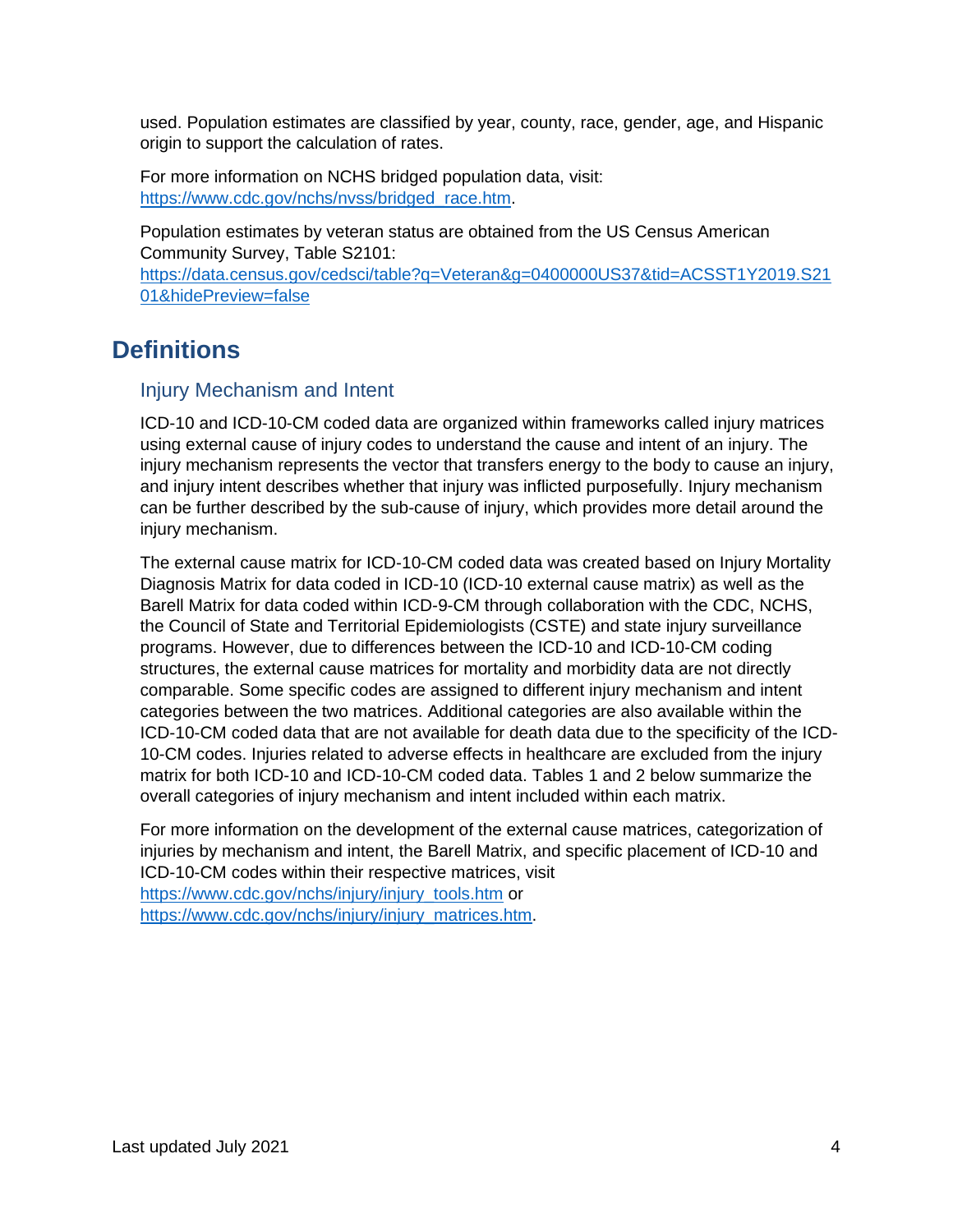used. Population estimates are classified by year, county, race, gender, age, and Hispanic origin to support the calculation of rates.

For more information on NCHS bridged population data, visit: https://www.cdc.gov/nchs/nvss/bridged_race.htm.

Population estimates by veteran status are obtained from the US Census American Community Survey, Table S2101: https://data.census.gov/cedsci/table?q=Veteran&g=0400000US37&tid=ACSST1Y2019.S2101&hidePreview=false

## Definitions

### Injury Mechanism and Intent

ICD-10 and ICD-10-CM coded data are organized within frameworks called injury matrices using external cause of injury codes to understand the cause and intent of an injury. The injury mechanism represents the vector that transfers energy to the body to cause an injury, and injury intent describes whether that injury was inflicted purposefully. Injury mechanism can be further described by the sub-cause of injury, which provides more detail around the injury mechanism.

The external cause matrix for ICD-10-CM coded data was created based on Injury Mortality Diagnosis Matrix for data coded in ICD-10 (ICD-10 external cause matrix) as well as the Barell Matrix for data coded within ICD-9-CM through collaboration with the CDC, NCHS, the Council of State and Territorial Epidemiologists (CSTE) and state injury surveillance programs. However, due to differences between the ICD-10 and ICD-10-CM coding structures, the external cause matrices for mortality and morbidity data are not directly comparable. Some specific codes are assigned to different injury mechanism and intent categories between the two matrices. Additional categories are also available within the ICD-10-CM coded data that are not available for death data due to the specificity of the ICD-10-CM codes. Injuries related to adverse effects in healthcare are excluded from the injury matrix for both ICD-10 and ICD-10-CM coded data. Tables 1 and 2 below summarize the overall categories of injury mechanism and intent included within each matrix.

For more information on the development of the external cause matrices, categorization of injuries by mechanism and intent, the Barell Matrix, and specific placement of ICD-10 and ICD-10-CM codes within their respective matrices, visit https://www.cdc.gov/nchs/injury/injury_tools.htm or https://www.cdc.gov/nchs/injury/injury_matrices.htm.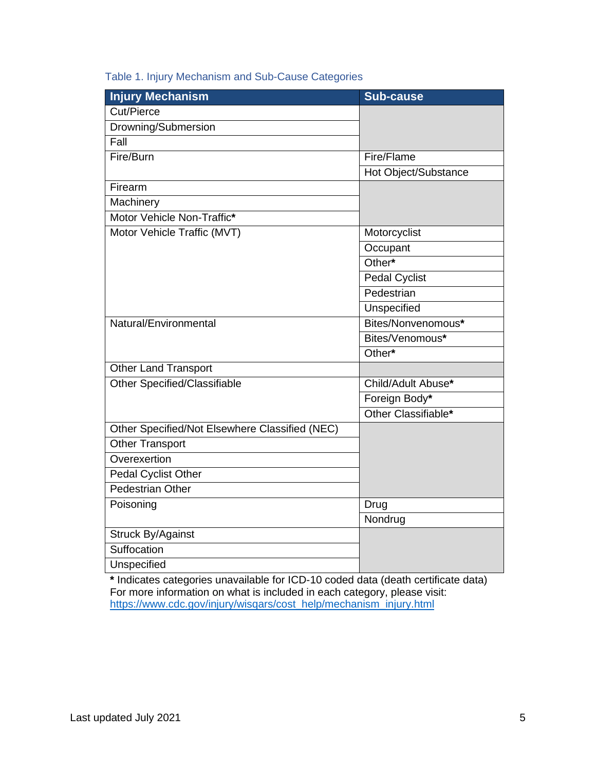Table 1. Injury Mechanism and Sub-Cause Categories

| Injury Mechanism | Sub-cause |
|---|---|
| Cut/Pierce | |
| Drowning/Submersion | |
| Fall | |
| Fire/Burn | Fire/Flame |
| | Hot Object/Substance |
| Firearm | |
| Machinery | |
| Motor Vehicle Non-Traffic**\*** | |
| Motor Vehicle Traffic (MVT) | Motorcyclist |
| | Occupant |
| | Other**\*** |
| | Pedal Cyclist |
| | Pedestrian |
| | Unspecified |
| Natural/Environmental | Bites/Nonvenomous**\*** |
| | Bites/Venomous**\*** |
| | Other**\*** |
| Other Land Transport | |
| Other Specified/Classifiable | Child/Adult Abuse**\*** |
| | Foreign Body**\*** |
| | Other Classifiable**\*** |
| Other Specified/Not Elsewhere Classified (NEC) | |
| Other Transport | |
| Overexertion | |
| Pedal Cyclist Other | |
| Pedestrian Other | |
| Poisoning | Drug |
| | Nondrug |
| Struck By/Against | |
| Suffocation | |
| Unspecified | |

**\*** Indicates categories unavailable for ICD-10 coded data (death certificate data)
For more information on what is included in each category, please visit: https://www.cdc.gov/injury/wisqars/cost_help/mechanism_injury.html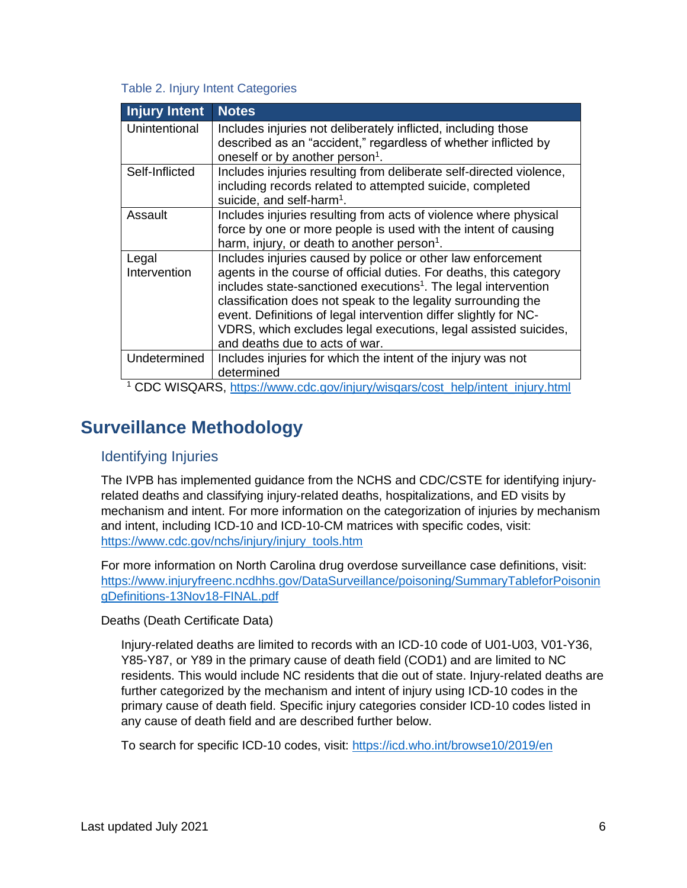Table 2. Injury Intent Categories

| Injury Intent | Notes |
|---|---|
| Unintentional | Includes injuries not deliberately inflicted, including those described as an “accident,” regardless of whether inflicted by oneself or by another person[1]. |
| Self-Inflicted | Includes injuries resulting from deliberate self-directed violence, including records related to attempted suicide, completed suicide, and self-harm[1]. |
| Assault | Includes injuries resulting from acts of violence where physical force by one or more people is used with the intent of causing harm, injury, or death to another person[1]. |
| Legal Intervention | Includes injuries caused by police or other law enforcement agents in the course of official duties. For deaths, this category includes state-sanctioned executions[1]. The legal intervention classification does not speak to the legality surrounding the event. Definitions of legal intervention differ slightly for NC-VDRS, which excludes legal executions, legal assisted suicides, and deaths due to acts of war. |
| Undetermined | Includes injuries for which the intent of the injury was not determined |

[1] CDC WISQARS, https://www.cdc.gov/injury/wisqars/cost_help/intent_injury.html

# Surveillance Methodology

## Identifying Injuries

The IVPB has implemented guidance from the NCHS and CDC/CSTE for identifying injury-related deaths and classifying injury-related deaths, hospitalizations, and ED visits by mechanism and intent. For more information on the categorization of injuries by mechanism and intent, including ICD-10 and ICD-10-CM matrices with specific codes, visit: https://www.cdc.gov/nchs/injury/injury_tools.htm

For more information on North Carolina drug overdose surveillance case definitions, visit: https://www.injuryfreenc.ncdhhs.gov/DataSurveillance/poisoning/SummaryTableforPoisoningDefinitions-13Nov18-FINAL.pdf

Deaths (Death Certificate Data)

Injury-related deaths are limited to records with an ICD-10 code of U01-U03, V01-Y36, Y85-Y87, or Y89 in the primary cause of death field (COD1) and are limited to NC residents. This would include NC residents that die out of state. Injury-related deaths are further categorized by the mechanism and intent of injury using ICD-10 codes in the primary cause of death field. Specific injury categories consider ICD-10 codes listed in any cause of death field and are described further below.

To search for specific ICD-10 codes, visit: https://icd.who.int/browse10/2019/en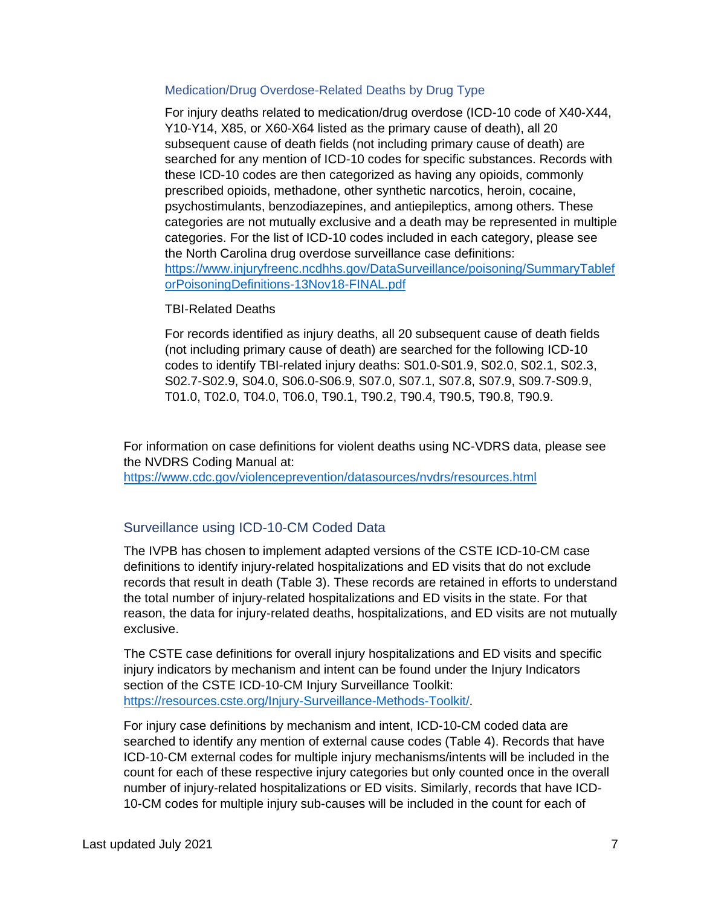### Medication/Drug Overdose-Related Deaths by Drug Type

For injury deaths related to medication/drug overdose (ICD-10 code of X40-X44, Y10-Y14, X85, or X60-X64 listed as the primary cause of death), all 20 subsequent cause of death fields (not including primary cause of death) are searched for any mention of ICD-10 codes for specific substances. Records with these ICD-10 codes are then categorized as having any opioids, commonly prescribed opioids, methadone, other synthetic narcotics, heroin, cocaine, psychostimulants, benzodiazepines, and antiepileptics, among others. These categories are not mutually exclusive and a death may be represented in multiple categories. For the list of ICD-10 codes included in each category, please see the North Carolina drug overdose surveillance case definitions: https://www.injuryfreenc.ncdhhs.gov/DataSurveillance/poisoning/SummaryTableforPoisoningDefinitions-13Nov18-FINAL.pdf

TBI-Related Deaths

For records identified as injury deaths, all 20 subsequent cause of death fields (not including primary cause of death) are searched for the following ICD-10 codes to identify TBI-related injury deaths: S01.0-S01.9, S02.0, S02.1, S02.3, S02.7-S02.9, S04.0, S06.0-S06.9, S07.0, S07.1, S07.8, S07.9, S09.7-S09.9, T01.0, T02.0, T04.0, T06.0, T90.1, T90.2, T90.4, T90.5, T90.8, T90.9.

For information on case definitions for violent deaths using NC-VDRS data, please see the NVDRS Coding Manual at: https://www.cdc.gov/violenceprevention/datasources/nvdrs/resources.html

## Surveillance using ICD-10-CM Coded Data

The IVPB has chosen to implement adapted versions of the CSTE ICD-10-CM case definitions to identify injury-related hospitalizations and ED visits that do not exclude records that result in death (Table 3). These records are retained in efforts to understand the total number of injury-related hospitalizations and ED visits in the state. For that reason, the data for injury-related deaths, hospitalizations, and ED visits are not mutually exclusive.

The CSTE case definitions for overall injury hospitalizations and ED visits and specific injury indicators by mechanism and intent can be found under the Injury Indicators section of the CSTE ICD-10-CM Injury Surveillance Toolkit: https://resources.cste.org/Injury-Surveillance-Methods-Toolkit/.

For injury case definitions by mechanism and intent, ICD-10-CM coded data are searched to identify any mention of external cause codes (Table 4). Records that have ICD-10-CM external codes for multiple injury mechanisms/intents will be included in the count for each of these respective injury categories but only counted once in the overall number of injury-related hospitalizations or ED visits. Similarly, records that have ICD-10-CM codes for multiple injury sub-causes will be included in the count for each of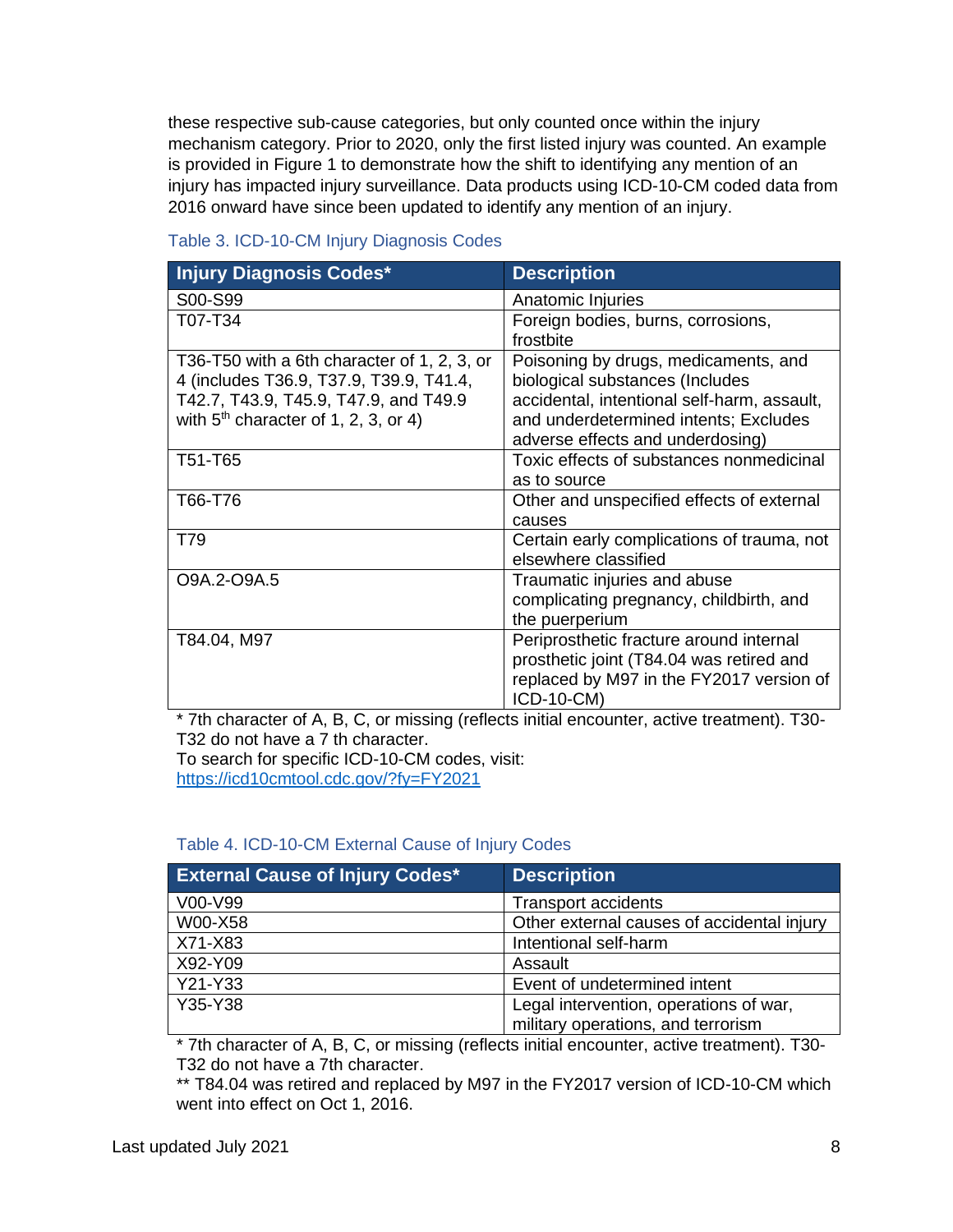these respective sub-cause categories, but only counted once within the injury mechanism category. Prior to 2020, only the first listed injury was counted. An example is provided in Figure 1 to demonstrate how the shift to identifying any mention of an injury has impacted injury surveillance. Data products using ICD-10-CM coded data from 2016 onward have since been updated to identify any mention of an injury.

Table 3. ICD-10-CM Injury Diagnosis Codes

| Injury Diagnosis Codes* | Description |
|---|---|
| S00-S99 | Anatomic Injuries |
| T07-T34 | Foreign bodies, burns, corrosions, frostbite |
| T36-T50 with a 6th character of 1, 2, 3, or 4 (includes T36.9, T37.9, T39.9, T41.4, T42.7, T43.9, T45.9, T47.9, and T49.9 with 5th character of 1, 2, 3, or 4) | Poisoning by drugs, medicaments, and biological substances (Includes accidental, intentional self-harm, assault, and underdetermined intents; Excludes adverse effects and underdosing) |
| T51-T65 | Toxic effects of substances nonmedicinal as to source |
| T66-T76 | Other and unspecified effects of external causes |
| T79 | Certain early complications of trauma, not elsewhere classified |
| O9A.2-O9A.5 | Traumatic injuries and abuse complicating pregnancy, childbirth, and the puerperium |
| T84.04, M97 | Periprosthetic fracture around internal prosthetic joint (T84.04 was retired and replaced by M97 in the FY2017 version of ICD-10-CM) |

\* 7th character of A, B, C, or missing (reflects initial encounter, active treatment). T30-T32 do not have a 7 th character.
To search for specific ICD-10-CM codes, visit: https://icd10cmtool.cdc.gov/?fy=FY2021

Table 4. ICD-10-CM External Cause of Injury Codes

| External Cause of Injury Codes* | Description |
|---|---|
| V00-V99 | Transport accidents |
| W00-X58 | Other external causes of accidental injury |
| X71-X83 | Intentional self-harm |
| X92-Y09 | Assault |
| Y21-Y33 | Event of undetermined intent |
| Y35-Y38 | Legal intervention, operations of war, military operations, and terrorism |

\* 7th character of A, B, C, or missing (reflects initial encounter, active treatment). T30-T32 do not have a 7th character.
\*\* T84.04 was retired and replaced by M97 in the FY2017 version of ICD-10-CM which went into effect on Oct 1, 2016.

Last updated July 2021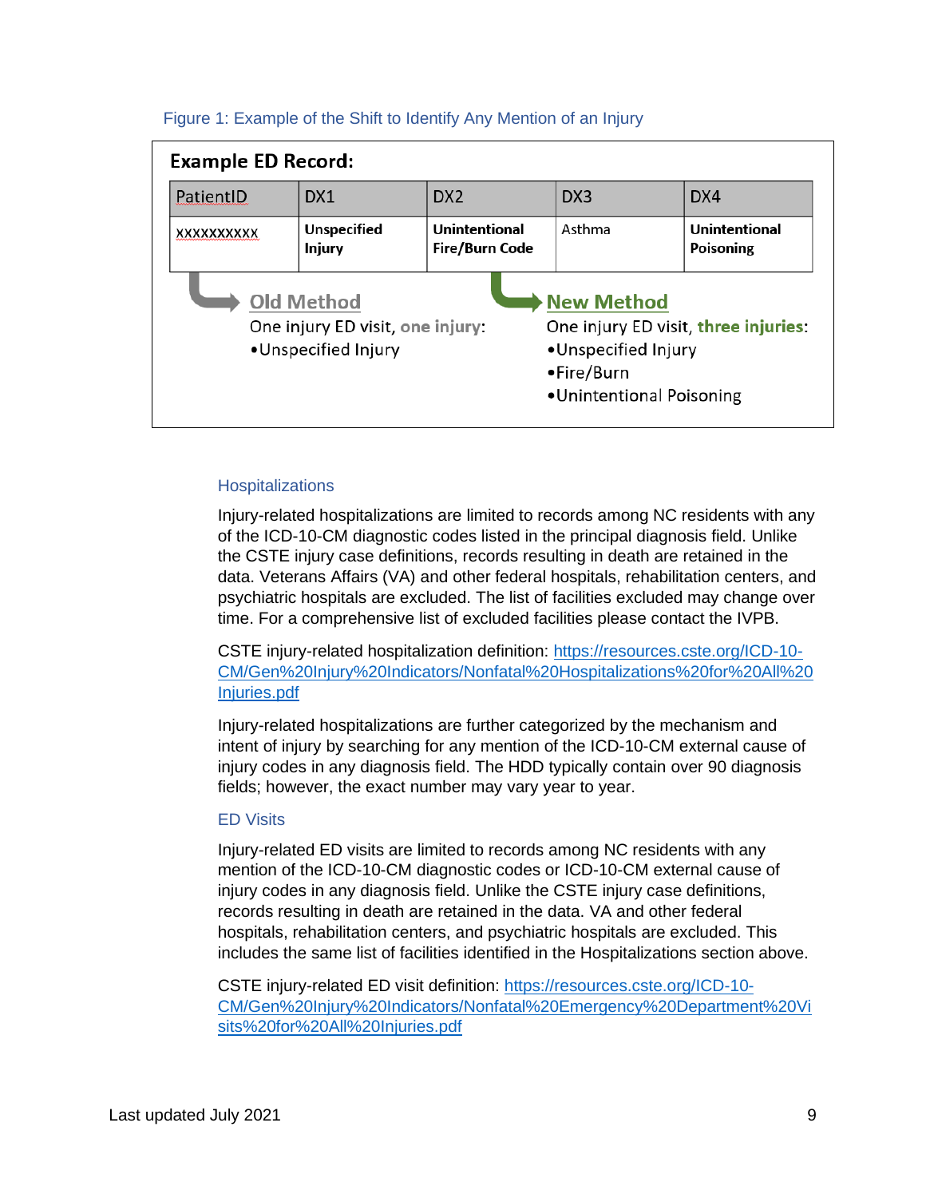Figure 1: Example of the Shift to Identify Any Mention of an Injury

**Example ED Record:**

| PatientID | DX1 | DX2 | DX3 | DX4 |
|---|---|---|---|---|
| xxxxxxxxxx | **Unspecified Injury** | **Unintentional Fire/Burn Code** | Asthma | **Unintentional Poisoning** |

**Old Method**

One injury ED visit, **one injury**:

- Unspecified Injury

**New Method**

One injury ED visit, **three injuries**:

- Unspecified Injury
- Fire/Burn
- Unintentional Poisoning

### Hospitalizations

Injury-related hospitalizations are limited to records among NC residents with any of the ICD-10-CM diagnostic codes listed in the principal diagnosis field. Unlike the CSTE injury case definitions, records resulting in death are retained in the data. Veterans Affairs (VA) and other federal hospitals, rehabilitation centers, and psychiatric hospitals are excluded. The list of facilities excluded may change over time. For a comprehensive list of excluded facilities please contact the IVPB.

CSTE injury-related hospitalization definition: https://resources.cste.org/ICD-10-CM/Gen%20Injury%20Indicators/Nonfatal%20Hospitalizations%20for%20All%20Injuries.pdf

Injury-related hospitalizations are further categorized by the mechanism and intent of injury by searching for any mention of the ICD-10-CM external cause of injury codes in any diagnosis field. The HDD typically contain over 90 diagnosis fields; however, the exact number may vary year to year.

### ED Visits

Injury-related ED visits are limited to records among NC residents with any mention of the ICD-10-CM diagnostic codes or ICD-10-CM external cause of injury codes in any diagnosis field. Unlike the CSTE injury case definitions, records resulting in death are retained in the data. VA and other federal hospitals, rehabilitation centers, and psychiatric hospitals are excluded. This includes the same list of facilities identified in the Hospitalizations section above.

CSTE injury-related ED visit definition: https://resources.cste.org/ICD-10-CM/Gen%20Injury%20Indicators/Nonfatal%20Emergency%20Department%20Visits%20for%20All%20Injuries.pdf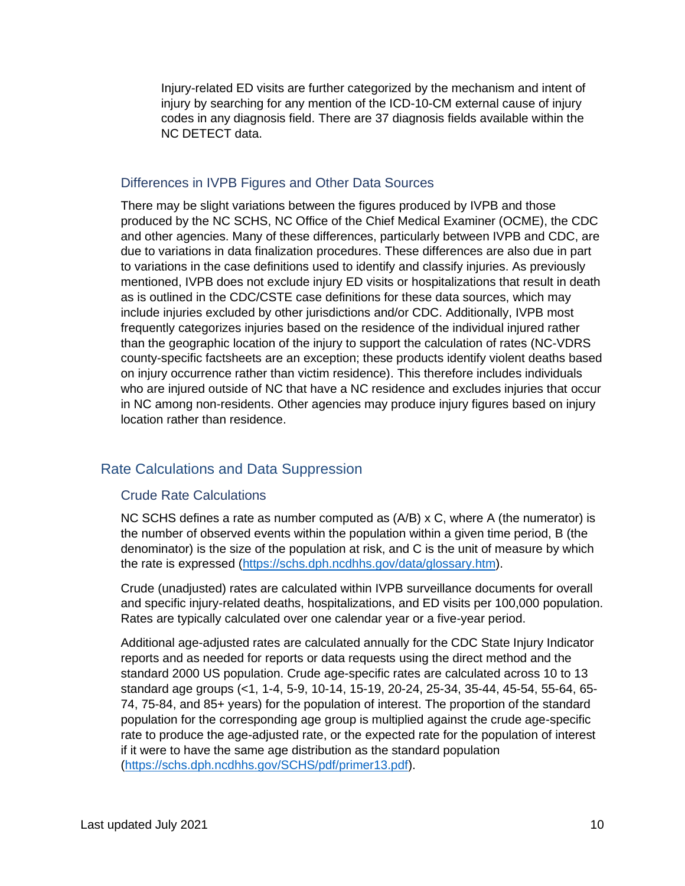Injury-related ED visits are further categorized by the mechanism and intent of injury by searching for any mention of the ICD-10-CM external cause of injury codes in any diagnosis field. There are 37 diagnosis fields available within the NC DETECT data.

### Differences in IVPB Figures and Other Data Sources

There may be slight variations between the figures produced by IVPB and those produced by the NC SCHS, NC Office of the Chief Medical Examiner (OCME), the CDC and other agencies. Many of these differences, particularly between IVPB and CDC, are due to variations in data finalization procedures. These differences are also due in part to variations in the case definitions used to identify and classify injuries. As previously mentioned, IVPB does not exclude injury ED visits or hospitalizations that result in death as is outlined in the CDC/CSTE case definitions for these data sources, which may include injuries excluded by other jurisdictions and/or CDC. Additionally, IVPB most frequently categorizes injuries based on the residence of the individual injured rather than the geographic location of the injury to support the calculation of rates (NC-VDRS county-specific factsheets are an exception; these products identify violent deaths based on injury occurrence rather than victim residence). This therefore includes individuals who are injured outside of NC that have a NC residence and excludes injuries that occur in NC among non-residents. Other agencies may produce injury figures based on injury location rather than residence.

## Rate Calculations and Data Suppression

### Crude Rate Calculations

NC SCHS defines a rate as number computed as (A/B) x C, where A (the numerator) is the number of observed events within the population within a given time period, B (the denominator) is the size of the population at risk, and C is the unit of measure by which the rate is expressed (https://schs.dph.ncdhhs.gov/data/glossary.htm).

Crude (unadjusted) rates are calculated within IVPB surveillance documents for overall and specific injury-related deaths, hospitalizations, and ED visits per 100,000 population. Rates are typically calculated over one calendar year or a five-year period.

Additional age-adjusted rates are calculated annually for the CDC State Injury Indicator reports and as needed for reports or data requests using the direct method and the standard 2000 US population. Crude age-specific rates are calculated across 10 to 13 standard age groups (<1, 1-4, 5-9, 10-14, 15-19, 20-24, 25-34, 35-44, 45-54, 55-64, 65-74, 75-84, and 85+ years) for the population of interest. The proportion of the standard population for the corresponding age group is multiplied against the crude age-specific rate to produce the age-adjusted rate, or the expected rate for the population of interest if it were to have the same age distribution as the standard population (https://schs.dph.ncdhhs.gov/SCHS/pdf/primer13.pdf).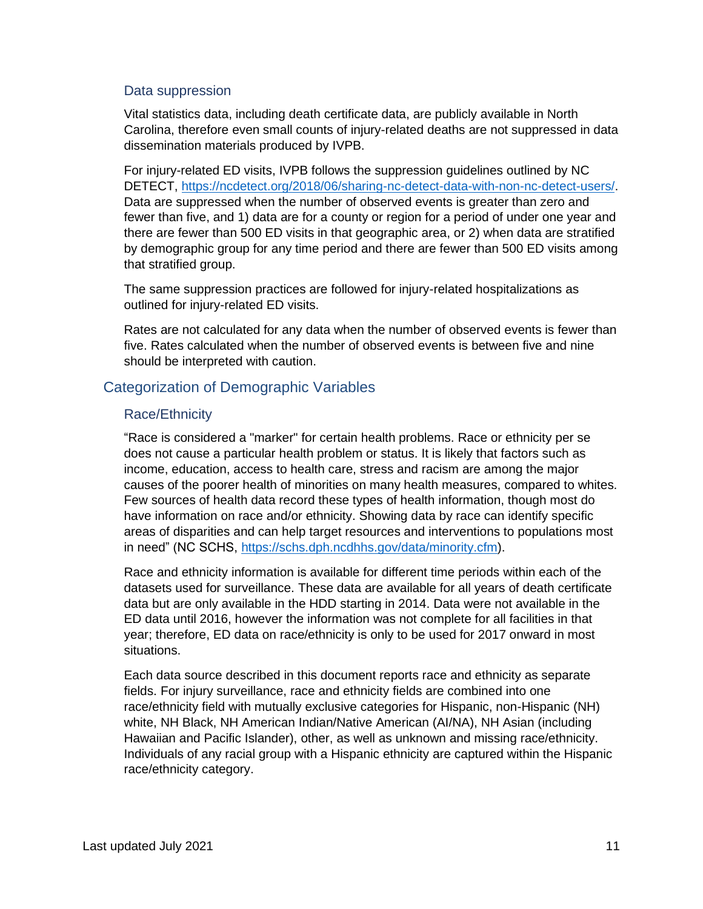### Data suppression

Vital statistics data, including death certificate data, are publicly available in North Carolina, therefore even small counts of injury-related deaths are not suppressed in data dissemination materials produced by IVPB.

For injury-related ED visits, IVPB follows the suppression guidelines outlined by NC DETECT, https://ncdetect.org/2018/06/sharing-nc-detect-data-with-non-nc-detect-users/. Data are suppressed when the number of observed events is greater than zero and fewer than five, and 1) data are for a county or region for a period of under one year and there are fewer than 500 ED visits in that geographic area, or 2) when data are stratified by demographic group for any time period and there are fewer than 500 ED visits among that stratified group.

The same suppression practices are followed for injury-related hospitalizations as outlined for injury-related ED visits.

Rates are not calculated for any data when the number of observed events is fewer than five. Rates calculated when the number of observed events is between five and nine should be interpreted with caution.

## Categorization of Demographic Variables

### Race/Ethnicity

“Race is considered a "marker" for certain health problems. Race or ethnicity per se does not cause a particular health problem or status. It is likely that factors such as income, education, access to health care, stress and racism are among the major causes of the poorer health of minorities on many health measures, compared to whites. Few sources of health data record these types of health information, though most do have information on race and/or ethnicity. Showing data by race can identify specific areas of disparities and can help target resources and interventions to populations most in need” (NC SCHS, https://schs.dph.ncdhhs.gov/data/minority.cfm).

Race and ethnicity information is available for different time periods within each of the datasets used for surveillance. These data are available for all years of death certificate data but are only available in the HDD starting in 2014. Data were not available in the ED data until 2016, however the information was not complete for all facilities in that year; therefore, ED data on race/ethnicity is only to be used for 2017 onward in most situations.

Each data source described in this document reports race and ethnicity as separate fields. For injury surveillance, race and ethnicity fields are combined into one race/ethnicity field with mutually exclusive categories for Hispanic, non-Hispanic (NH) white, NH Black, NH American Indian/Native American (AI/NA), NH Asian (including Hawaiian and Pacific Islander), other, as well as unknown and missing race/ethnicity. Individuals of any racial group with a Hispanic ethnicity are captured within the Hispanic race/ethnicity category.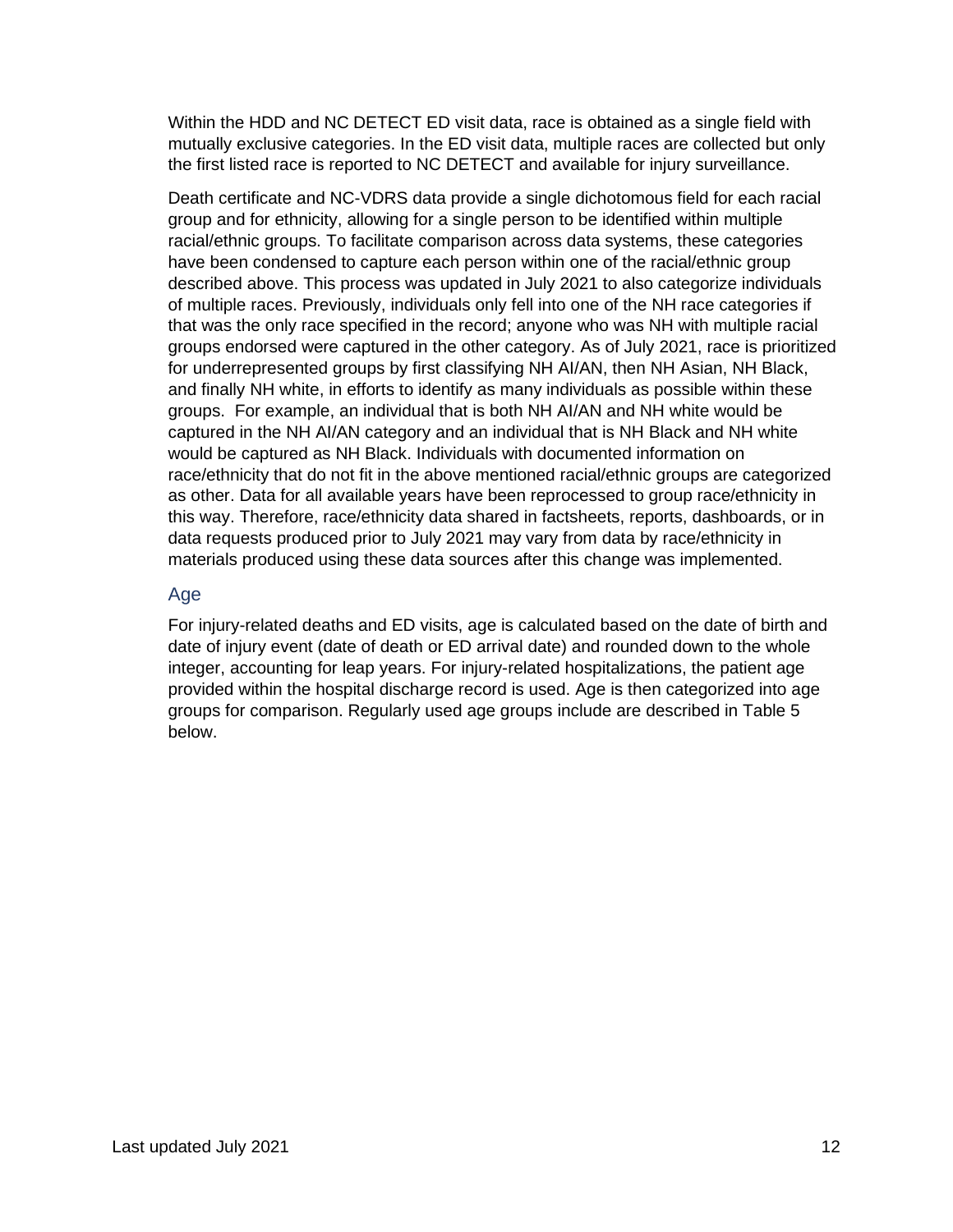Within the HDD and NC DETECT ED visit data, race is obtained as a single field with mutually exclusive categories. In the ED visit data, multiple races are collected but only the first listed race is reported to NC DETECT and available for injury surveillance.

Death certificate and NC-VDRS data provide a single dichotomous field for each racial group and for ethnicity, allowing for a single person to be identified within multiple racial/ethnic groups. To facilitate comparison across data systems, these categories have been condensed to capture each person within one of the racial/ethnic group described above. This process was updated in July 2021 to also categorize individuals of multiple races. Previously, individuals only fell into one of the NH race categories if that was the only race specified in the record; anyone who was NH with multiple racial groups endorsed were captured in the other category. As of July 2021, race is prioritized for underrepresented groups by first classifying NH AI/AN, then NH Asian, NH Black, and finally NH white, in efforts to identify as many individuals as possible within these groups. For example, an individual that is both NH AI/AN and NH white would be captured in the NH AI/AN category and an individual that is NH Black and NH white would be captured as NH Black. Individuals with documented information on race/ethnicity that do not fit in the above mentioned racial/ethnic groups are categorized as other. Data for all available years have been reprocessed to group race/ethnicity in this way. Therefore, race/ethnicity data shared in factsheets, reports, dashboards, or in data requests produced prior to July 2021 may vary from data by race/ethnicity in materials produced using these data sources after this change was implemented.

### Age

For injury-related deaths and ED visits, age is calculated based on the date of birth and date of injury event (date of death or ED arrival date) and rounded down to the whole integer, accounting for leap years. For injury-related hospitalizations, the patient age provided within the hospital discharge record is used. Age is then categorized into age groups for comparison. Regularly used age groups include are described in Table 5 below.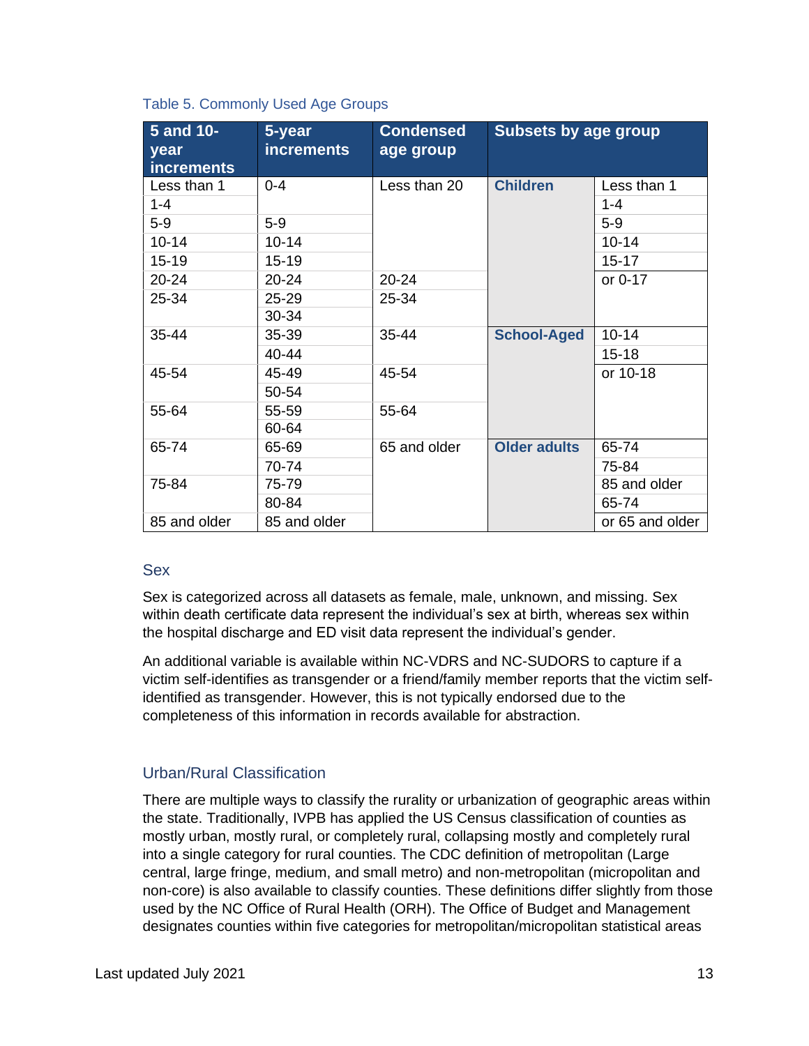Table 5. Commonly Used Age Groups

| 5 and 10-year increments | 5-year increments | Condensed age group | Subsets by age group | |
|---|---|---|---|---|
| Less than 1 | 0-4 | Less than 20 | **Children** | Less than 1 |
| 1-4 | | | | 1-4 |
| 5-9 | 5-9 | | | 5-9 |
| 10-14 | 10-14 | | | 10-14 |
| 15-19 | 15-19 | | | 15-17 |
| 20-24 | 20-24 | 20-24 | | or 0-17 |
| 25-34 | 25-29 | 25-34 | | |
| | 30-34 | | | |
| 35-44 | 35-39 | 35-44 | **School-Aged** | 10-14 |
| | 40-44 | | | 15-18 |
| 45-54 | 45-49 | 45-54 | | or 10-18 |
| | 50-54 | | | |
| 55-64 | 55-59 | 55-64 | | |
| | 60-64 | | | |
| 65-74 | 65-69 | 65 and older | **Older adults** | 65-74 |
| | 70-74 | | | 75-84 |
| 75-84 | 75-79 | | | 85 and older |
| | 80-84 | | | 65-74 |
| 85 and older | 85 and older | | | or 65 and older |

## Sex

Sex is categorized across all datasets as female, male, unknown, and missing. Sex within death certificate data represent the individual's sex at birth, whereas sex within the hospital discharge and ED visit data represent the individual's gender.

An additional variable is available within NC-VDRS and NC-SUDORS to capture if a victim self-identifies as transgender or a friend/family member reports that the victim self-identified as transgender. However, this is not typically endorsed due to the completeness of this information in records available for abstraction.

## Urban/Rural Classification

There are multiple ways to classify the rurality or urbanization of geographic areas within the state. Traditionally, IVPB has applied the US Census classification of counties as mostly urban, mostly rural, or completely rural, collapsing mostly and completely rural into a single category for rural counties. The CDC definition of metropolitan (Large central, large fringe, medium, and small metro) and non-metropolitan (micropolitan and non-core) is also available to classify counties. These definitions differ slightly from those used by the NC Office of Rural Health (ORH). The Office of Budget and Management designates counties within five categories for metropolitan/micropolitan statistical areas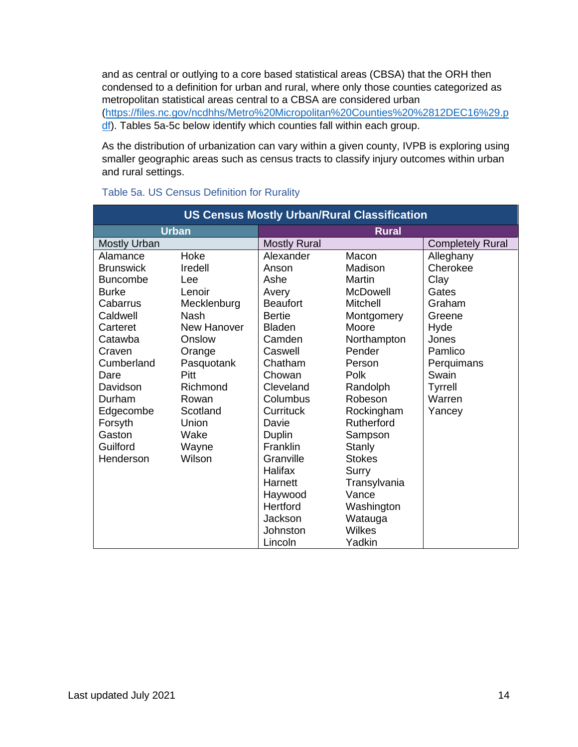and as central or outlying to a core based statistical areas (CBSA) that the ORH then condensed to a definition for urban and rural, where only those counties categorized as metropolitan statistical areas central to a CBSA are considered urban ([https://files.nc.gov/ncdhhs/Metro%20Micropolitan%20Counties%20%2812DEC16%29.pdf](https://files.nc.gov/ncdhhs/Metro%20Micropolitan%20Counties%20%2812DEC16%29.pdf)). Tables 5a-5c below identify which counties fall within each group.

As the distribution of urbanization can vary within a given county, IVPB is exploring using smaller geographic areas such as census tracts to classify injury outcomes within urban and rural settings.

Table 5a. US Census Definition for Rurality

| US Census Mostly Urban/Rural Classification | | | | |
|---|---|---|---|---|
| Urban | | Rural | | |
| Mostly Urban | | Mostly Rural | | Completely Rural |
| Alamance | Hoke | Alexander | Macon | Alleghany |
| Brunswick | Iredell | Anson | Madison | Cherokee |
| Buncombe | Lee | Ashe | Martin | Clay |
| Burke | Lenoir | Avery | McDowell | Gates |
| Cabarrus | Mecklenburg | Beaufort | Mitchell | Graham |
| Caldwell | Nash | Bertie | Montgomery | Greene |
| Carteret | New Hanover | Bladen | Moore | Hyde |
| Catawba | Onslow | Camden | Northampton | Jones |
| Craven | Orange | Caswell | Pender | Pamlico |
| Cumberland | Pasquotank | Chatham | Person | Perquimans |
| Dare | Pitt | Chowan | Polk | Swain |
| Davidson | Richmond | Cleveland | Randolph | Tyrrell |
| Durham | Rowan | Columbus | Robeson | Warren |
| Edgecombe | Scotland | Currituck | Rockingham | Yancey |
| Forsyth | Union | Davie | Rutherford | |
| Gaston | Wake | Duplin | Sampson | |
| Guilford | Wayne | Franklin | Stanly | |
| Henderson | Wilson | Granville | Stokes | |
| | | Halifax | Surry | |
| | | Harnett | Transylvania | |
| | | Haywood | Vance | |
| | | Hertford | Washington | |
| | | Jackson | Watauga | |
| | | Johnston | Wilkes | |
| | | Lincoln | Yadkin | |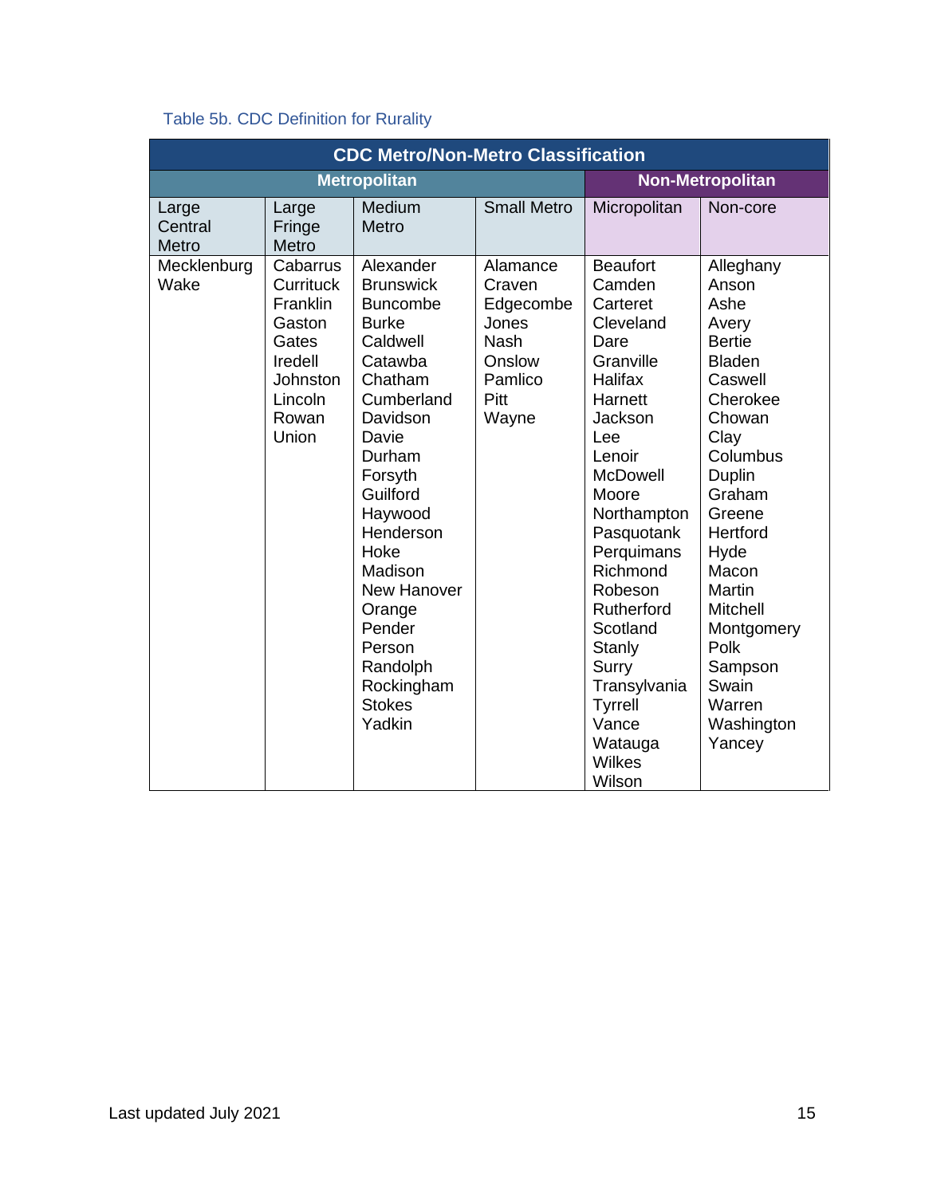Table 5b. CDC Definition for Rurality

| CDC Metro/Non-Metro Classification | | | | | |
|---|---|---|---|---|---|
| Metropolitan | | | | Non-Metropolitan | |
| Large Central Metro | Large Fringe Metro | Medium Metro | Small Metro | Micropolitan | Non-core |
| Mecklenburg<br>Wake | Cabarrus<br>Currituck<br>Franklin<br>Gaston<br>Gates<br>Iredell<br>Johnston<br>Lincoln<br>Rowan<br>Union | Alexander<br>Brunswick<br>Buncombe<br>Burke<br>Caldwell<br>Catawba<br>Chatham<br>Cumberland<br>Davidson<br>Davie<br>Durham<br>Forsyth<br>Guilford<br>Haywood<br>Henderson<br>Hoke<br>Madison<br>New Hanover<br>Orange<br>Pender<br>Person<br>Randolph<br>Rockingham<br>Stokes<br>Yadkin | Alamance<br>Craven<br>Edgecombe<br>Jones<br>Nash<br>Onslow<br>Pamlico<br>Pitt<br>Wayne | Beaufort<br>Camden<br>Carteret<br>Cleveland<br>Dare<br>Granville<br>Halifax<br>Harnett<br>Jackson<br>Lee<br>Lenoir<br>McDowell<br>Moore<br>Northampton<br>Pasquotank<br>Perquimans<br>Richmond<br>Robeson<br>Rutherford<br>Scotland<br>Stanly<br>Surry<br>Transylvania<br>Tyrrell<br>Vance<br>Watauga<br>Wilkes<br>Wilson | Alleghany<br>Anson<br>Ashe<br>Avery<br>Bertie<br>Bladen<br>Caswell<br>Cherokee<br>Chowan<br>Clay<br>Columbus<br>Duplin<br>Graham<br>Greene<br>Hertford<br>Hyde<br>Macon<br>Martin<br>Mitchell<br>Montgomery<br>Polk<br>Sampson<br>Swain<br>Warren<br>Washington<br>Yancey |

Last updated July 2021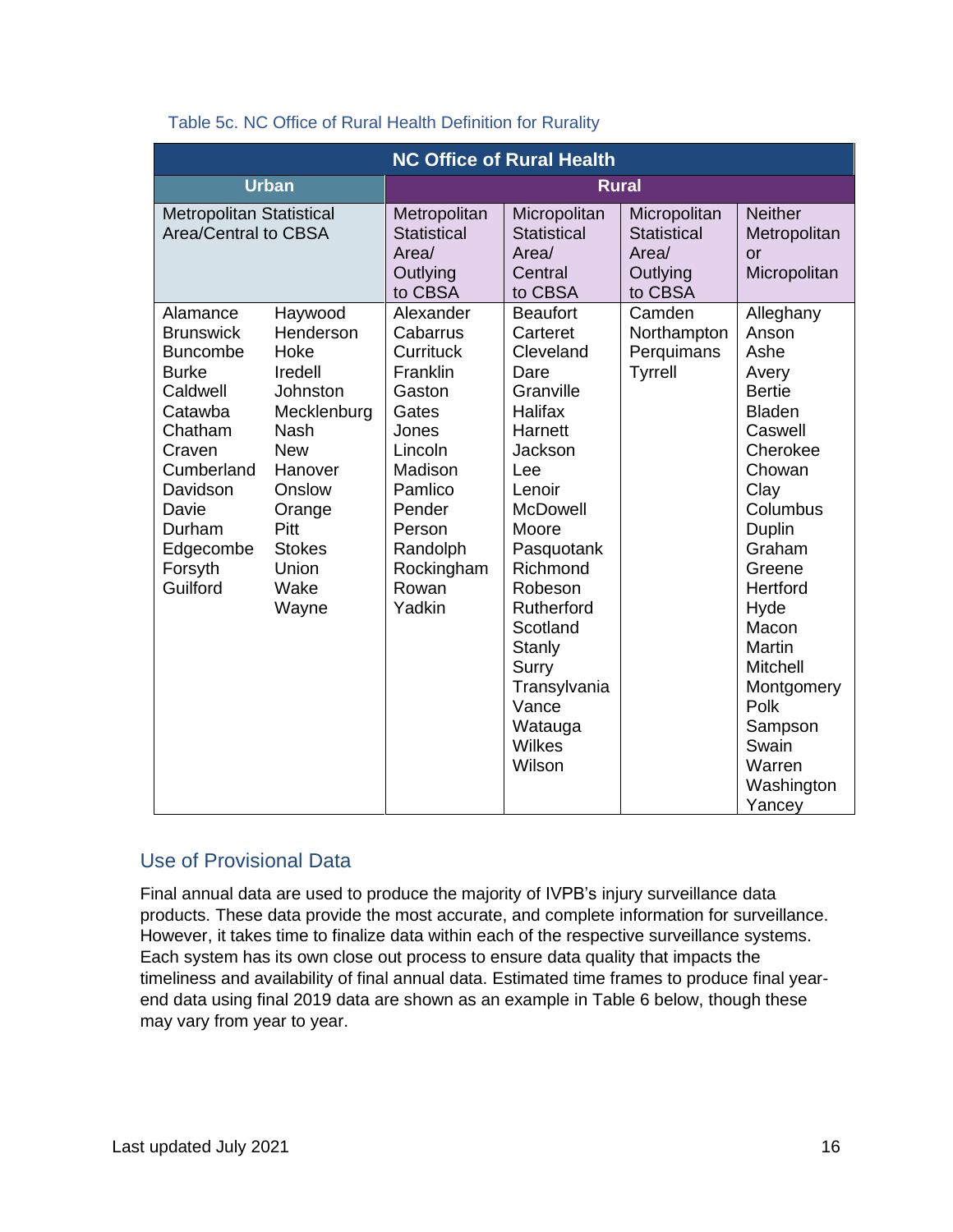Table 5c. NC Office of Rural Health Definition for Rurality

| NC Office of Rural Health | | | | | |
|---|---|---|---|---|---|
| **Urban** | | **Rural** | | | |
| Metropolitan Statistical Area/Central to CBSA | | Metropolitan Statistical Area/ Outlying to CBSA | Micropolitan Statistical Area/ Central to CBSA | Micropolitan Statistical Area/ Outlying to CBSA | Neither Metropolitan or Micropolitan |
| Alamance | Haywood | Alexander | Beaufort | Camden | Alleghany |
| Brunswick | Henderson | Cabarrus | Carteret | Northampton | Anson |
| Buncombe | Hoke | Currituck | Cleveland | Perquimans | Ashe |
| Burke | Iredell | Franklin | Dare | Tyrrell | Avery |
| Caldwell | Johnston | Gaston | Granville | | Bertie |
| Catawba | Mecklenburg | Gates | Halifax | | Bladen |
| Chatham | Nash | Jones | Harnett | | Caswell |
| Craven | New Hanover | Lincoln | Jackson | | Cherokee |
| Cumberland | Onslow | Madison | Lee | | Chowan |
| Davidson | Orange | Pamlico | Lenoir | | Clay |
| Davie | Pitt | Pender | McDowell | | Columbus |
| Durham | Stokes | Person | Moore | | Duplin |
| Edgecombe | Union | Randolph | Pasquotank | | Graham |
| Forsyth | Wake | Rockingham | Richmond | | Greene |
| Guilford | Wayne | Rowan | Robeson | | Hertford |
| | | Yadkin | Rutherford | | Hyde |
| | | | Scotland | | Macon |
| | | | Stanly | | Martin |
| | | | Surry | | Mitchell |
| | | | Transylvania | | Montgomery |
| | | | Vance | | Polk |
| | | | Watauga | | Sampson |
| | | | Wilkes | | Swain |
| | | | Wilson | | Warren |
| | | | | | Washington |
| | | | | | Yancey |

## Use of Provisional Data

Final annual data are used to produce the majority of IVPB's injury surveillance data products. These data provide the most accurate, and complete information for surveillance. However, it takes time to finalize data within each of the respective surveillance systems. Each system has its own close out process to ensure data quality that impacts the timeliness and availability of final annual data. Estimated time frames to produce final year-end data using final 2019 data are shown as an example in Table 6 below, though these may vary from year to year.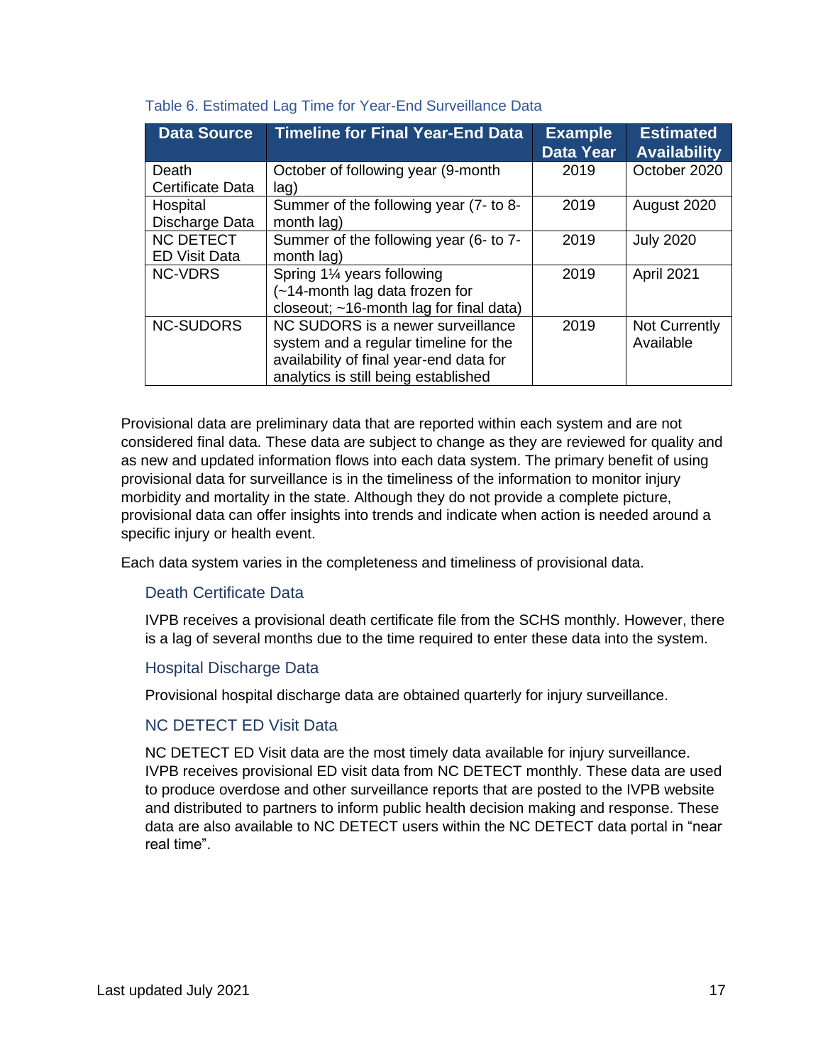Table 6. Estimated Lag Time for Year-End Surveillance Data

| Data Source | Timeline for Final Year-End Data | Example Data Year | Estimated Availability |
|---|---|---|---|
| Death Certificate Data | October of following year (9-month lag) | 2019 | October 2020 |
| Hospital Discharge Data | Summer of the following year (7- to 8-month lag) | 2019 | August 2020 |
| NC DETECT ED Visit Data | Summer of the following year (6- to 7-month lag) | 2019 | July 2020 |
| NC-VDRS | Spring 1¼ years following (~14-month lag data frozen for closeout; ~16-month lag for final data) | 2019 | April 2021 |
| NC-SUDORS | NC SUDORS is a newer surveillance system and a regular timeline for the availability of final year-end data for analytics is still being established | 2019 | Not Currently Available |

Provisional data are preliminary data that are reported within each system and are not considered final data. These data are subject to change as they are reviewed for quality and as new and updated information flows into each data system. The primary benefit of using provisional data for surveillance is in the timeliness of the information to monitor injury morbidity and mortality in the state. Although they do not provide a complete picture, provisional data can offer insights into trends and indicate when action is needed around a specific injury or health event.

Each data system varies in the completeness and timeliness of provisional data.

### Death Certificate Data

IVPB receives a provisional death certificate file from the SCHS monthly. However, there is a lag of several months due to the time required to enter these data into the system.

### Hospital Discharge Data

Provisional hospital discharge data are obtained quarterly for injury surveillance.

### NC DETECT ED Visit Data

NC DETECT ED Visit data are the most timely data available for injury surveillance. IVPB receives provisional ED visit data from NC DETECT monthly. These data are used to produce overdose and other surveillance reports that are posted to the IVPB website and distributed to partners to inform public health decision making and response. These data are also available to NC DETECT users within the NC DETECT data portal in "near real time".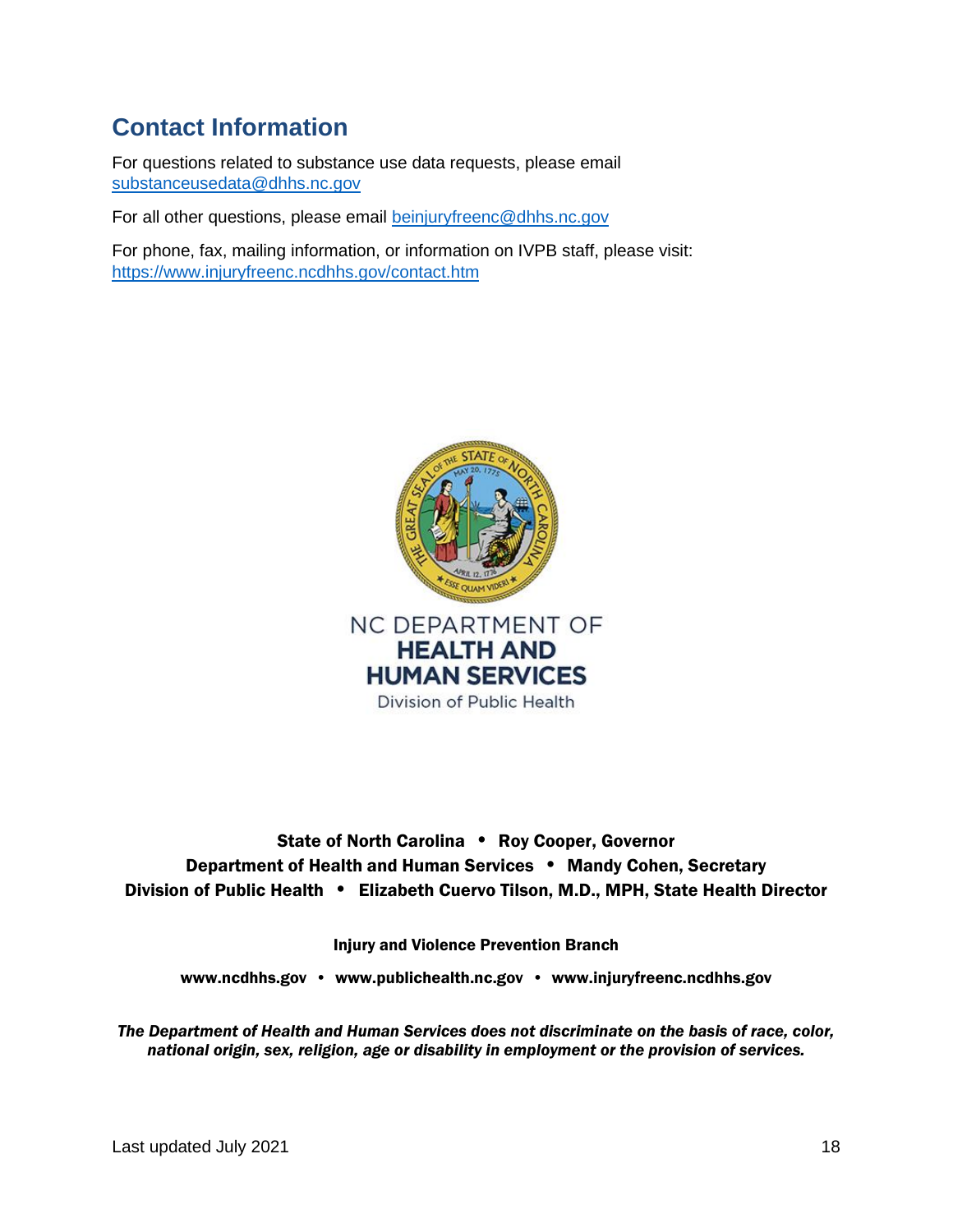## Contact Information

For questions related to substance use data requests, please email substanceusedata@dhhs.nc.gov

For all other questions, please email beinjuryfreenc@dhhs.nc.gov

For phone, fax, mailing information, or information on IVPB staff, please visit: https://www.injuryfreenc.ncdhhs.gov/contact.htm

NC DEPARTMENT OF
**HEALTH AND HUMAN SERVICES**
Division of Public Health

**State of North Carolina • Roy Cooper, Governor**
**Department of Health and Human Services • Mandy Cohen, Secretary**
**Division of Public Health • Elizabeth Cuervo Tilson, M.D., MPH, State Health Director**

**Injury and Violence Prevention Branch**

**www.ncdhhs.gov • www.publichealth.nc.gov • www.injuryfreenc.ncdhhs.gov**

***The Department of Health and Human Services does not discriminate on the basis of race, color, national origin, sex, religion, age or disability in employment or the provision of services.***

Last updated July 2021